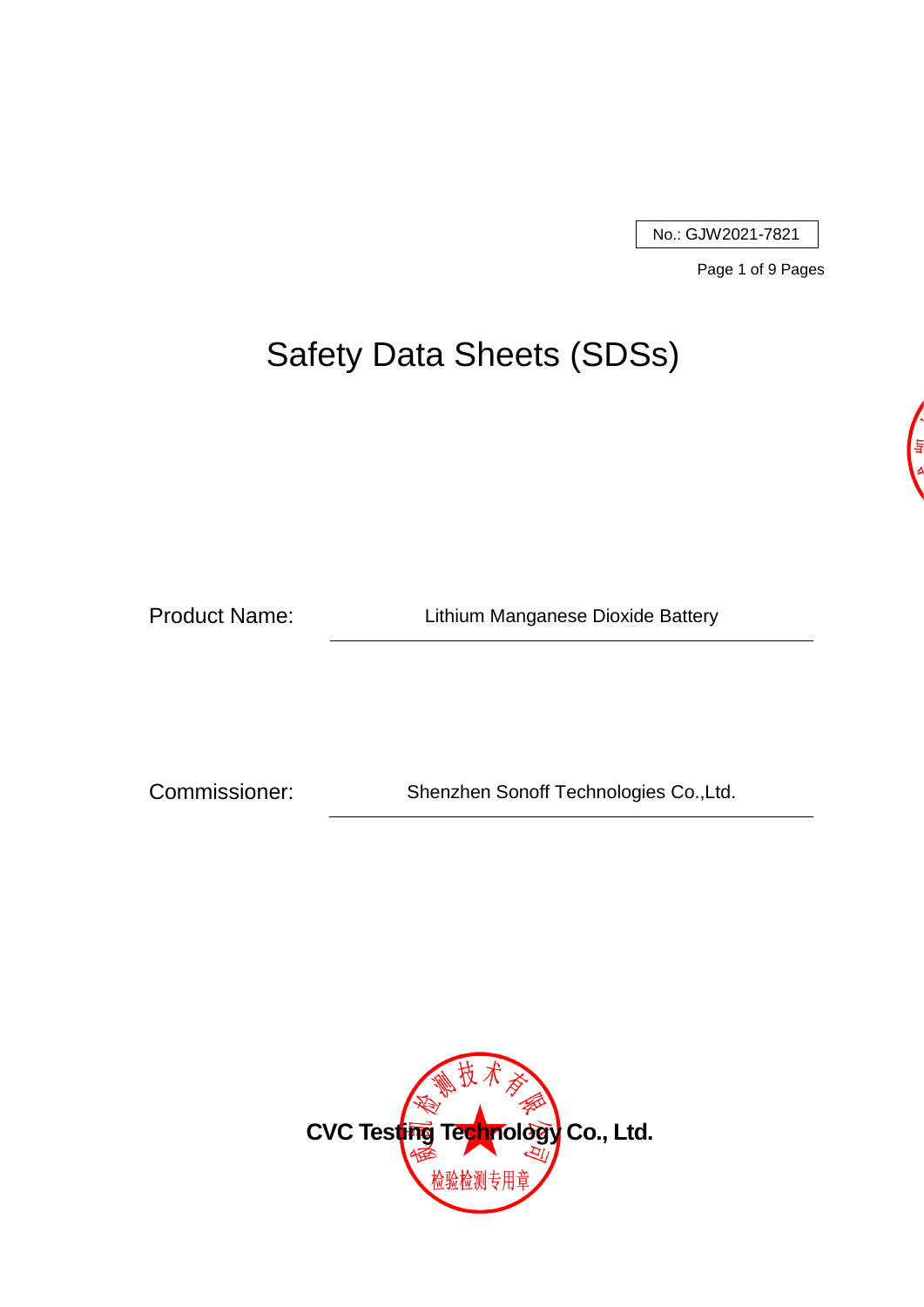No.: GJW2021-7821

# Safety Data Sheets (SDSs)

Product Name: Lithium Manganese Dioxide Battery

Commissioner: Shenzhen Sonoff Technologies Co.,Ltd.

**CVC Testing Technology Co., Ltd.**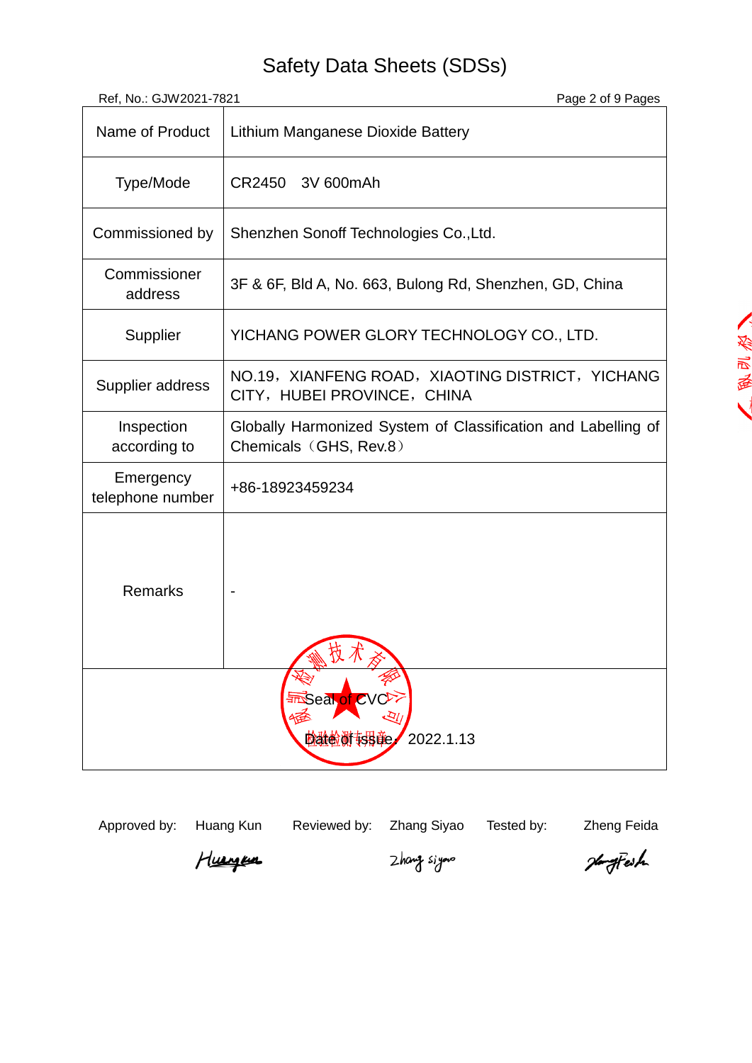# Safety Data Sheets (SDSs)

Ref, No.: GJW2021-7821

| Name of Product | Lithium Manganese Dioxide Battery |
|---|---|
| Type/Mode | CR2450 3V 600mAh |
| Commissioned by | Shenzhen Sonoff Technologies Co.,Ltd. |
| Commissioner address | 3F & 6F, Bld A, No. 663, Bulong Rd, Shenzhen, GD, China |
| Supplier | YICHANG POWER GLORY TECHNOLOGY CO., LTD. |
| Supplier address | NO.19，XIANFENG ROAD，XIAOTING DISTRICT，YICHANG CITY，HUBEI PROVINCE，CHINA |
| Inspection according to | Globally Harmonized System of Classification and Labelling of Chemicals（GHS, Rev.8） |
| Emergency telephone number | +86-18923459234 |
| Remarks | - |
| Seal of CVC | |
| Date of issue: 2022.1.13 | |

Approved by: Huang Kun　　Reviewed by: Zhang Siyao　　Tested by: Zheng Feida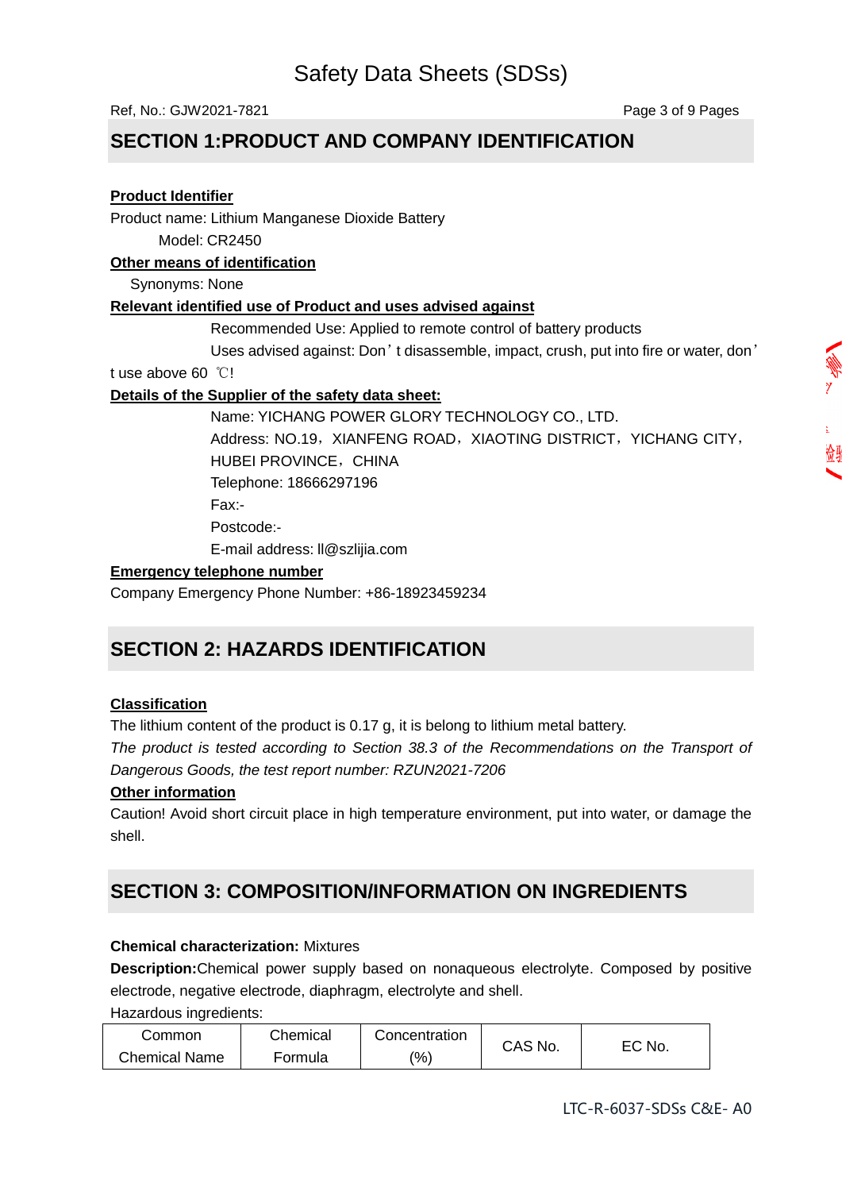## SECTION 1:PRODUCT AND COMPANY IDENTIFICATION

**Product Identifier**

Product name: Lithium Manganese Dioxide Battery

Model: CR2450

**Other means of identification**

Synonyms: None

**Relevant identified use of Product and uses advised against**

Recommended Use: Applied to remote control of battery products

Uses advised against: Don’t disassemble, impact, crush, put into fire or water, don’t use above 60 ℃!

**Details of the Supplier of the safety data sheet:**

Name: YICHANG POWER GLORY TECHNOLOGY CO., LTD.

Address: NO.19，XIANFENG ROAD，XIAOTING DISTRICT，YICHANG CITY，HUBEI PROVINCE，CHINA

Telephone: 18666297196

Fax:-

Postcode:-

E-mail address: ll@szlijia.com

**Emergency telephone number**

Company Emergency Phone Number: +86-18923459234

## SECTION 2: HAZARDS IDENTIFICATION

**Classification**

The lithium content of the product is 0.17 g, it is belong to lithium metal battery.

*The product is tested according to Section 38.3 of the Recommendations on the Transport of Dangerous Goods, the test report number: RZUN2021-7206*

**Other information**

Caution! Avoid short circuit place in high temperature environment, put into water, or damage the shell.

## SECTION 3: COMPOSITION/INFORMATION ON INGREDIENTS

**Chemical characterization:** Mixtures

**Description:**Chemical power supply based on nonaqueous electrolyte. Composed by positive electrode, negative electrode, diaphragm, electrolyte and shell.

Hazardous ingredients:

| Common Chemical Name | Chemical Formula | Concentration (%) | CAS No. | EC No. |
|---|---|---|---|---|

LTC-R-6037-SDSs C&E- A0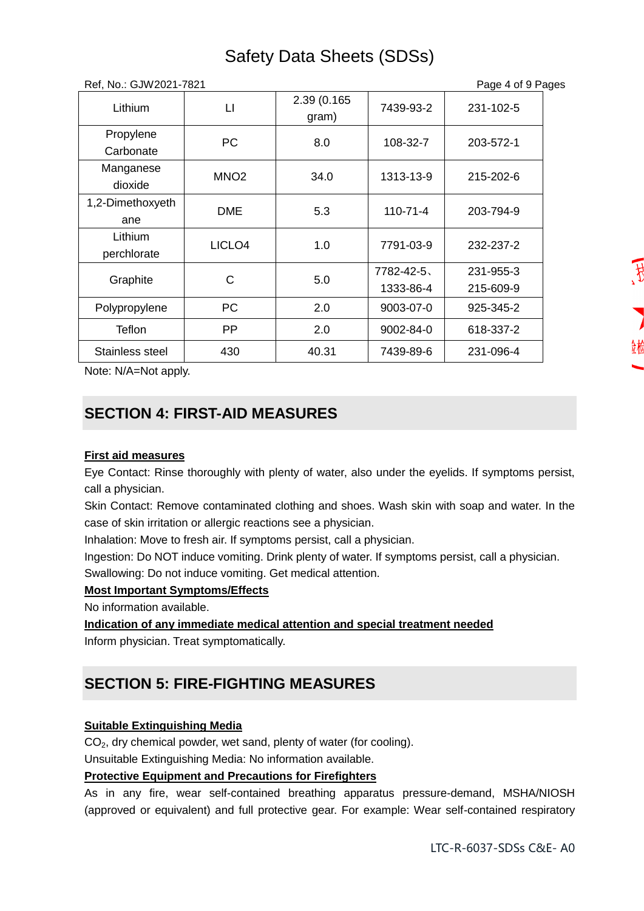# Safety Data Sheets (SDSs)

Ref, No.: GJW2021-7821

| Lithium | LI | 2.39 (0.165 gram) | 7439-93-2 | 231-102-5 |
|---|---|---|---|---|
| Propylene Carbonate | PC | 8.0 | 108-32-7 | 203-572-1 |
| Manganese dioxide | MNO2 | 34.0 | 1313-13-9 | 215-202-6 |
| 1,2-Dimethoxyethane | DME | 5.3 | 110-71-4 | 203-794-9 |
| Lithium perchlorate | LICLO4 | 1.0 | 7791-03-9 | 232-237-2 |
| Graphite | C | 5.0 | 7782-42-5、1333-86-4 | 231-955-3 215-609-9 |
| Polypropylene | PC | 2.0 | 9003-07-0 | 925-345-2 |
| Teflon | PP | 2.0 | 9002-84-0 | 618-337-2 |
| Stainless steel | 430 | 40.31 | 7439-89-6 | 231-096-4 |

Note: N/A=Not apply.

## SECTION 4: FIRST-AID MEASURES

**First aid measures**

Eye Contact: Rinse thoroughly with plenty of water, also under the eyelids. If symptoms persist, call a physician.

Skin Contact: Remove contaminated clothing and shoes. Wash skin with soap and water. In the case of skin irritation or allergic reactions see a physician.

Inhalation: Move to fresh air. If symptoms persist, call a physician.

Ingestion: Do NOT induce vomiting. Drink plenty of water. If symptoms persist, call a physician.

Swallowing: Do not induce vomiting. Get medical attention.

**Most Important Symptoms/Effects**

No information available.

**Indication of any immediate medical attention and special treatment needed**

Inform physician. Treat symptomatically.

## SECTION 5: FIRE-FIGHTING MEASURES

**Suitable Extinguishing Media**

$CO_2$, dry chemical powder, wet sand, plenty of water (for cooling).

Unsuitable Extinguishing Media: No information available.

**Protective Equipment and Precautions for Firefighters**

As in any fire, wear self-contained breathing apparatus pressure-demand, MSHA/NIOSH (approved or equivalent) and full protective gear. For example: Wear self-contained respiratory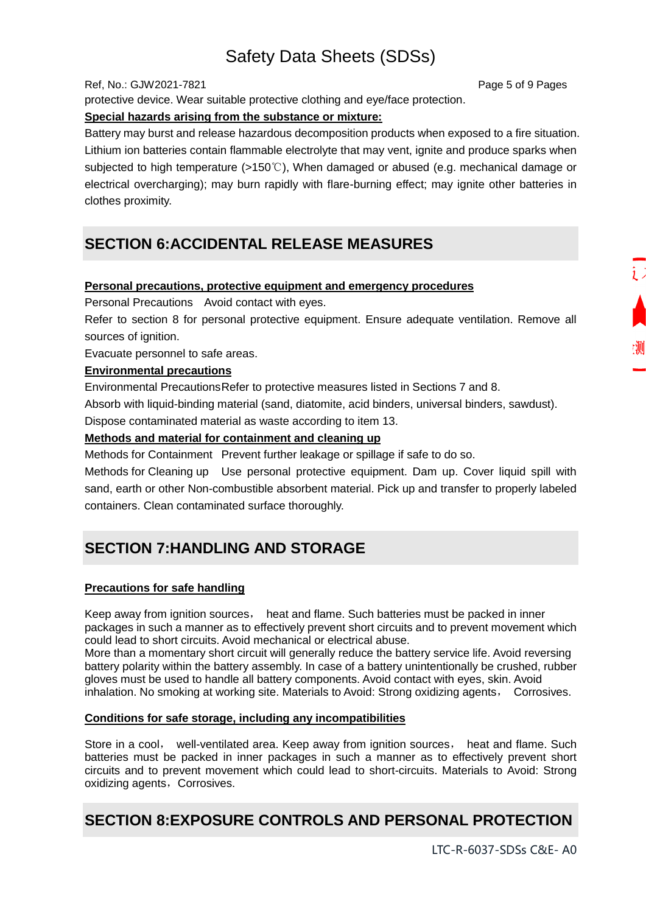protective device. Wear suitable protective clothing and eye/face protection.

**Special hazards arising from the substance or mixture:**

Battery may burst and release hazardous decomposition products when exposed to a fire situation. Lithium ion batteries contain flammable electrolyte that may vent, ignite and produce sparks when subjected to high temperature (>150℃), When damaged or abused (e.g. mechanical damage or electrical overcharging); may burn rapidly with flare-burning effect; may ignite other batteries in clothes proximity.

## SECTION 6:ACCIDENTAL RELEASE MEASURES

**Personal precautions, protective equipment and emergency procedures**

Personal Precautions Avoid contact with eyes.

Refer to section 8 for personal protective equipment. Ensure adequate ventilation. Remove all sources of ignition.

Evacuate personnel to safe areas.

**Environmental precautions**

Environmental PrecautionsRefer to protective measures listed in Sections 7 and 8.

Absorb with liquid-binding material (sand, diatomite, acid binders, universal binders, sawdust).

Dispose contaminated material as waste according to item 13.

**Methods and material for containment and cleaning up**

Methods for Containment Prevent further leakage or spillage if safe to do so.

Methods for Cleaning up Use personal protective equipment. Dam up. Cover liquid spill with sand, earth or other Non-combustible absorbent material. Pick up and transfer to properly labeled containers. Clean contaminated surface thoroughly.

## SECTION 7:HANDLING AND STORAGE

**Precautions for safe handling**

Keep away from ignition sources， heat and flame. Such batteries must be packed in inner packages in such a manner as to effectively prevent short circuits and to prevent movement which could lead to short circuits. Avoid mechanical or electrical abuse.
More than a momentary short circuit will generally reduce the battery service life. Avoid reversing battery polarity within the battery assembly. In case of a battery unintentionally be crushed, rubber gloves must be used to handle all battery components. Avoid contact with eyes, skin. Avoid inhalation. No smoking at working site. Materials to Avoid: Strong oxidizing agents， Corrosives.

**Conditions for safe storage, including any incompatibilities**

Store in a cool， well-ventilated area. Keep away from ignition sources， heat and flame. Such batteries must be packed in inner packages in such a manner as to effectively prevent short circuits and to prevent movement which could lead to short-circuits. Materials to Avoid: Strong oxidizing agents，Corrosives.

## SECTION 8:EXPOSURE CONTROLS AND PERSONAL PROTECTION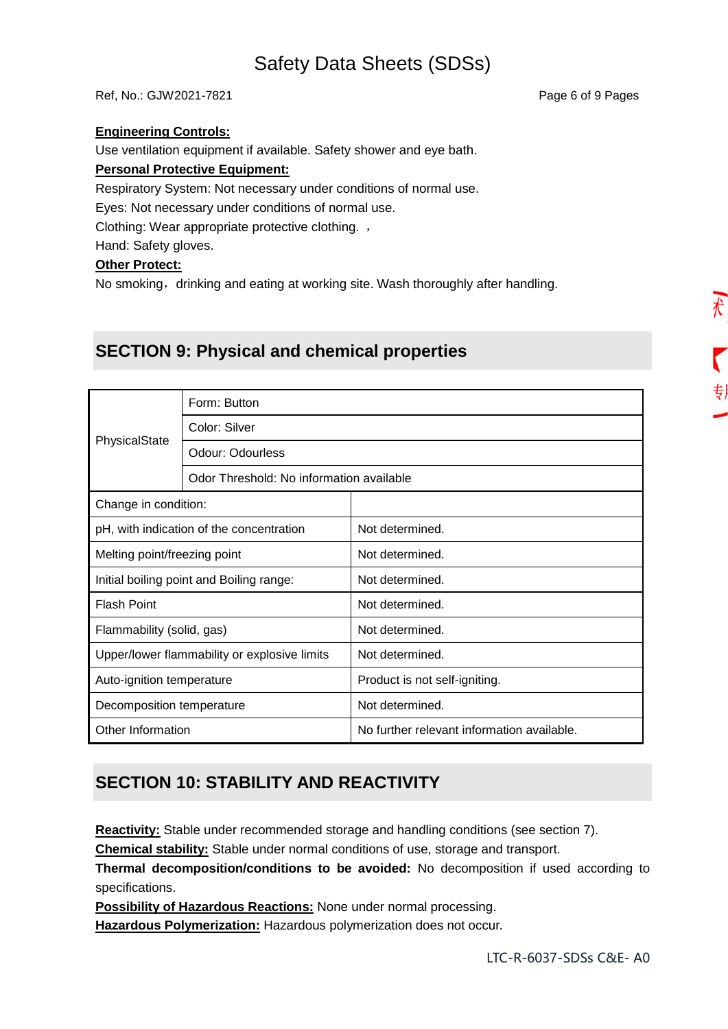**Engineering Controls:**
Use ventilation equipment if available. Safety shower and eye bath.

**Personal Protective Equipment:**
Respiratory System: Not necessary under conditions of normal use.
Eyes: Not necessary under conditions of normal use.
Clothing: Wear appropriate protective clothing. ，
Hand: Safety gloves.

**Other Protect:**
No smoking，drinking and eating at working site. Wash thoroughly after handling.

## SECTION 9: Physical and chemical properties

| | |
|---|---|
| PhysicalState | Form: Button |
| | Color: Silver |
| | Odour: Odourless |
| | Odor Threshold: No information available |
| Change in condition: | |
| pH, with indication of the concentration | Not determined. |
| Melting point/freezing point | Not determined. |
| Initial boiling point and Boiling range: | Not determined. |
| Flash Point | Not determined. |
| Flammability (solid, gas) | Not determined. |
| Upper/lower flammability or explosive limits | Not determined. |
| Auto-ignition temperature | Product is not self-igniting. |
| Decomposition temperature | Not determined. |
| Other Information | No further relevant information available. |

## SECTION 10: STABILITY AND REACTIVITY

**Reactivity:** Stable under recommended storage and handling conditions (see section 7).
**Chemical stability:** Stable under normal conditions of use, storage and transport.
**Thermal decomposition/conditions to be avoided:** No decomposition if used according to specifications.
**Possibility of Hazardous Reactions:** None under normal processing.
**Hazardous Polymerization:** Hazardous polymerization does not occur.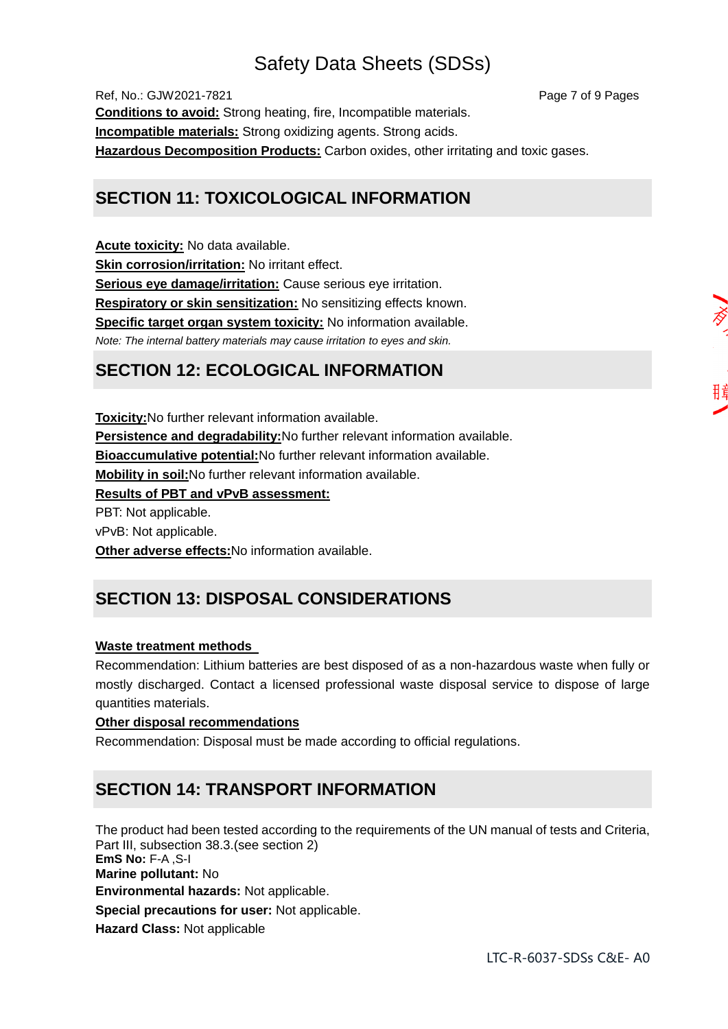**Conditions to avoid:** Strong heating, fire, Incompatible materials.
**Incompatible materials:** Strong oxidizing agents. Strong acids.
**Hazardous Decomposition Products:** Carbon oxides, other irritating and toxic gases.

## SECTION 11: TOXICOLOGICAL INFORMATION

**Acute toxicity:** No data available.
**Skin corrosion/irritation:** No irritant effect.
**Serious eye damage/irritation:** Cause serious eye irritation.
**Respiratory or skin sensitization:** No sensitizing effects known.
**Specific target organ system toxicity:** No information available.
*Note: The internal battery materials may cause irritation to eyes and skin.*

## SECTION 12: ECOLOGICAL INFORMATION

**Toxicity:**No further relevant information available.
**Persistence and degradability:**No further relevant information available.
**Bioaccumulative potential:**No further relevant information available.
**Mobility in soil:**No further relevant information available.
**Results of PBT and vPvB assessment:**
PBT: Not applicable.
vPvB: Not applicable.
**Other adverse effects:**No information available.

## SECTION 13: DISPOSAL CONSIDERATIONS

**Waste treatment methods**

Recommendation: Lithium batteries are best disposed of as a non-hazardous waste when fully or mostly discharged. Contact a licensed professional waste disposal service to dispose of large quantities materials.

**Other disposal recommendations**

Recommendation: Disposal must be made according to official regulations.

## SECTION 14: TRANSPORT INFORMATION

The product had been tested according to the requirements of the UN manual of tests and Criteria, Part III, subsection 38.3.(see section 2)
**EmS No:** F-A ,S-I
**Marine pollutant:** No
**Environmental hazards:** Not applicable.
**Special precautions for user:** Not applicable.
**Hazard Class:** Not applicable

LTC-R-6037-SDSs C&E- A0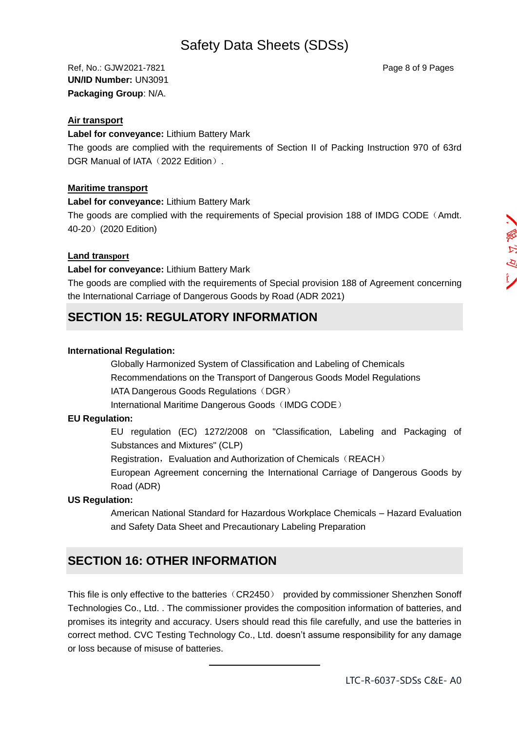**UN/ID Number:** UN3091

**Packaging Group**: N/A.

**Air transport**

**Label for conveyance:** Lithium Battery Mark

The goods are complied with the requirements of Section II of Packing Instruction 970 of 63rd DGR Manual of IATA（2022 Edition）.

**Maritime transport**

**Label for conveyance:** Lithium Battery Mark

The goods are complied with the requirements of Special provision 188 of IMDG CODE（Amdt. 40-20）(2020 Edition)

**Land transport**

**Label for conveyance:** Lithium Battery Mark

The goods are complied with the requirements of Special provision 188 of Agreement concerning the International Carriage of Dangerous Goods by Road (ADR 2021)

## SECTION 15: REGULATORY INFORMATION

**International Regulation:**

Globally Harmonized System of Classification and Labeling of Chemicals

Recommendations on the Transport of Dangerous Goods Model Regulations

IATA Dangerous Goods Regulations（DGR）

International Maritime Dangerous Goods（IMDG CODE）

**EU Regulation:**

EU regulation (EC) 1272/2008 on "Classification, Labeling and Packaging of Substances and Mixtures" (CLP)

Registration，Evaluation and Authorization of Chemicals（REACH）

European Agreement concerning the International Carriage of Dangerous Goods by Road (ADR)

**US Regulation:**

American National Standard for Hazardous Workplace Chemicals – Hazard Evaluation and Safety Data Sheet and Precautionary Labeling Preparation

## SECTION 16: OTHER INFORMATION

This file is only effective to the batteries（CR2450） provided by commissioner Shenzhen Sonoff Technologies Co., Ltd. . The commissioner provides the composition information of batteries, and promises its integrity and accuracy. Users should read this file carefully, and use the batteries in correct method. CVC Testing Technology Co., Ltd. doesn't assume responsibility for any damage or loss because of misuse of batteries.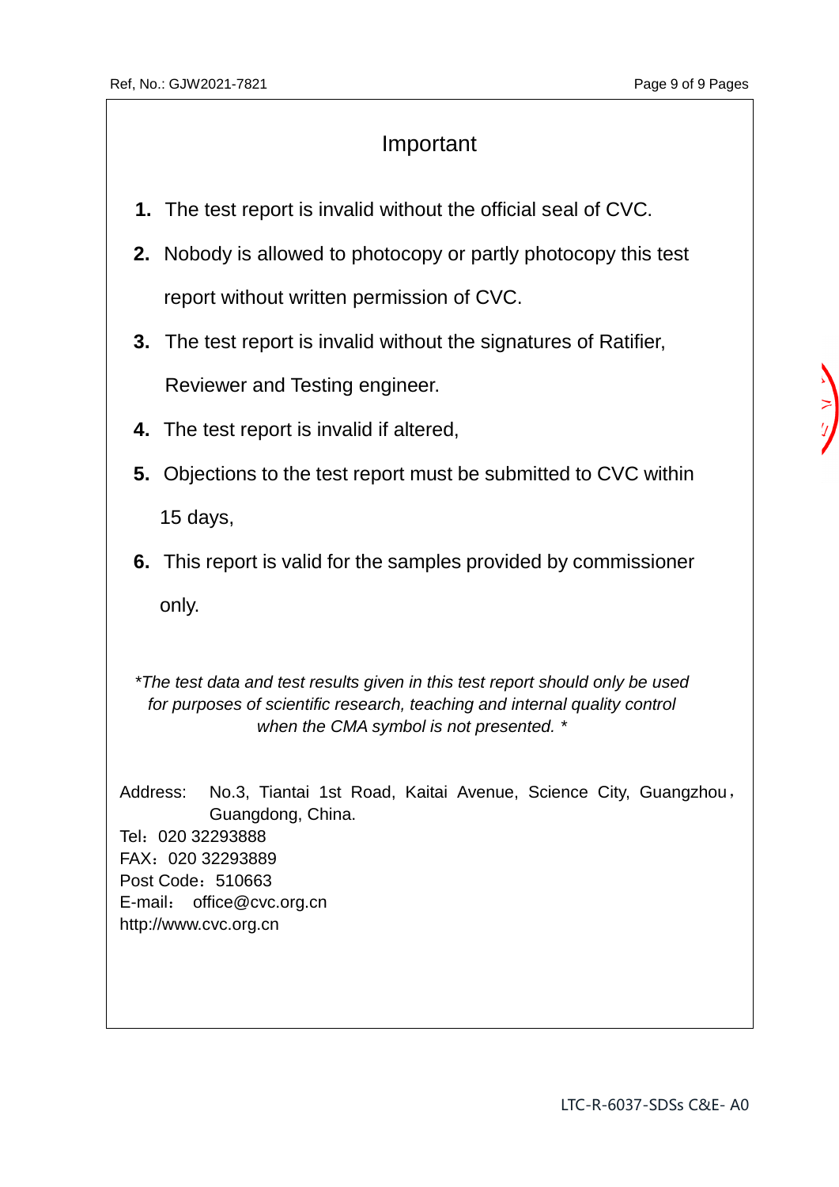# Important

1. The test report is invalid without the official seal of CVC.
2. Nobody is allowed to photocopy or partly photocopy this test report without written permission of CVC.
3. The test report is invalid without the signatures of Ratifier, Reviewer and Testing engineer.
4. The test report is invalid if altered,
5. Objections to the test report must be submitted to CVC within 15 days,
6. This report is valid for the samples provided by commissioner only.

*\*The test data and test results given in this test report should only be used for purposes of scientific research, teaching and internal quality control when the CMA symbol is not presented. \**

Address: No.3, Tiantai 1st Road, Kaitai Avenue, Science City, Guangzhou，Guangdong, China.
Tel：020 32293888
FAX：020 32293889
Post Code：510663
E-mail： office@cvc.org.cn
http://www.cvc.org.cn

LTC-R-6037-SDSs C&E- A0